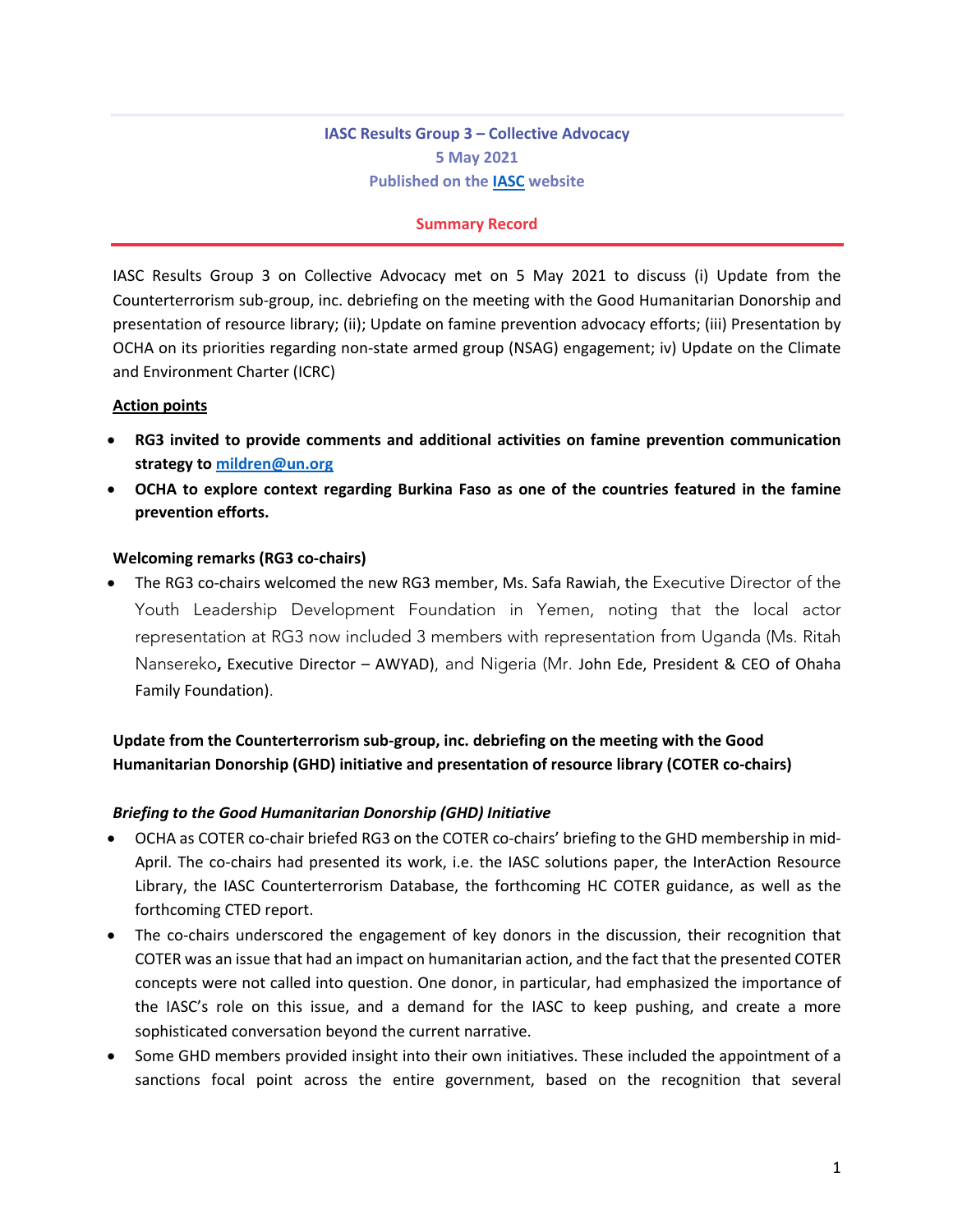**IASC Results Group 3 – Collective Advocacy**
**5 May 2021**
**Published on the [IASC](#) website**

## Summary Record

IASC Results Group 3 on Collective Advocacy met on 5 May 2021 to discuss (i) Update from the Counterterrorism sub-group, inc. debriefing on the meeting with the Good Humanitarian Donorship and presentation of resource library; (ii); Update on famine prevention advocacy efforts; (iii) Presentation by OCHA on its priorities regarding non-state armed group (NSAG) engagement; iv) Update on the Climate and Environment Charter (ICRC)

**Action points**

- **RG3 invited to provide comments and additional activities on famine prevention communication strategy to mildren@un.org**
- **OCHA to explore context regarding Burkina Faso as one of the countries featured in the famine prevention efforts.**

**Welcoming remarks (RG3 co-chairs)**

- The RG3 co-chairs welcomed the new RG3 member, Ms. Safa Rawiah, the Executive Director of the Youth Leadership Development Foundation in Yemen, noting that the local actor representation at RG3 now included 3 members with representation from Uganda (Ms. Ritah Nansereko**,** Executive Director – AWYAD), and Nigeria (Mr. John Ede, President & CEO of Ohaha Family Foundation).

**Update from the Counterterrorism sub-group, inc. debriefing on the meeting with the Good Humanitarian Donorship (GHD) initiative and presentation of resource library (COTER co-chairs)**

***Briefing to the Good Humanitarian Donorship (GHD) Initiative***

- OCHA as COTER co-chair briefed RG3 on the COTER co-chairs' briefing to the GHD membership in mid-April. The co-chairs had presented its work, i.e. the IASC solutions paper, the InterAction Resource Library, the IASC Counterterrorism Database, the forthcoming HC COTER guidance, as well as the forthcoming CTED report.
- The co-chairs underscored the engagement of key donors in the discussion, their recognition that COTER was an issue that had an impact on humanitarian action, and the fact that the presented COTER concepts were not called into question. One donor, in particular, had emphasized the importance of the IASC's role on this issue, and a demand for the IASC to keep pushing, and create a more sophisticated conversation beyond the current narrative.
- Some GHD members provided insight into their own initiatives. These included the appointment of a sanctions focal point across the entire government, based on the recognition that several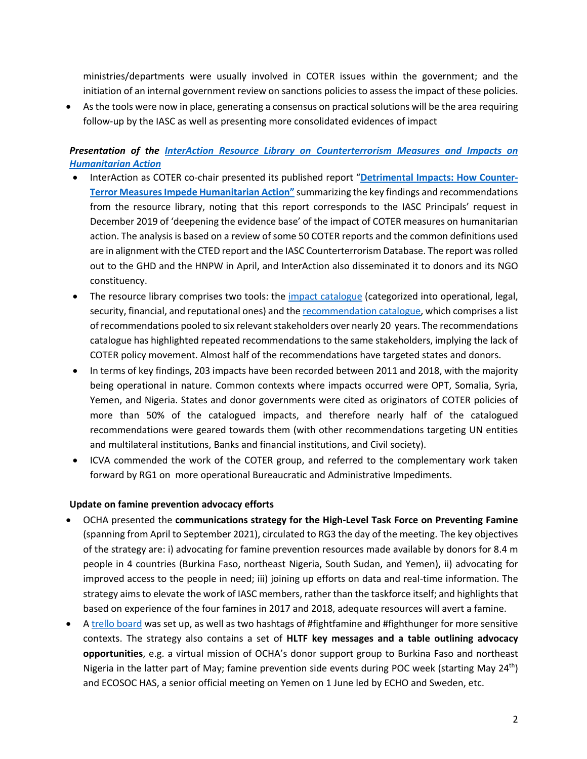ministries/departments were usually involved in COTER issues within the government; and the initiation of an internal government review on sanctions policies to assess the impact of these policies.

- As the tools were now in place, generating a consensus on practical solutions will be the area requiring follow-up by the IASC as well as presenting more consolidated evidences of impact

***Presentation of the InterAction Resource Library on Counterterrorism Measures and Impacts on Humanitarian Action***

- InterAction as COTER co-chair presented its published report "**Detrimental Impacts: How Counter-Terror Measures Impede Humanitarian Action"** summarizing the key findings and recommendations from the resource library, noting that this report corresponds to the IASC Principals' request in December 2019 of 'deepening the evidence base' of the impact of COTER measures on humanitarian action. The analysis is based on a review of some 50 COTER reports and the common definitions used are in alignment with the CTED report and the IASC Counterterrorism Database. The report was rolled out to the GHD and the HNPW in April, and InterAction also disseminated it to donors and its NGO constituency.
- The resource library comprises two tools: the impact catalogue (categorized into operational, legal, security, financial, and reputational ones) and the recommendation catalogue, which comprises a list of recommendations pooled to six relevant stakeholders over nearly 20 years. The recommendations catalogue has highlighted repeated recommendations to the same stakeholders, implying the lack of COTER policy movement. Almost half of the recommendations have targeted states and donors.
- In terms of key findings, 203 impacts have been recorded between 2011 and 2018, with the majority being operational in nature. Common contexts where impacts occurred were OPT, Somalia, Syria, Yemen, and Nigeria. States and donor governments were cited as originators of COTER policies of more than 50% of the catalogued impacts, and therefore nearly half of the catalogued recommendations were geared towards them (with other recommendations targeting UN entities and multilateral institutions, Banks and financial institutions, and Civil society).
- ICVA commended the work of the COTER group, and referred to the complementary work taken forward by RG1 on more operational Bureaucratic and Administrative Impediments.

**Update on famine prevention advocacy efforts**

- OCHA presented the **communications strategy for the High-Level Task Force on Preventing Famine** (spanning from April to September 2021), circulated to RG3 the day of the meeting. The key objectives of the strategy are: i) advocating for famine prevention resources made available by donors for 8.4 m people in 4 countries (Burkina Faso, northeast Nigeria, South Sudan, and Yemen), ii) advocating for improved access to the people in need; iii) joining up efforts on data and real-time information. The strategy aims to elevate the work of IASC members, rather than the taskforce itself; and highlights that based on experience of the four famines in 2017 and 2018, adequate resources will avert a famine.
- A trello board was set up, as well as two hashtags of #fightfamine and #fighthunger for more sensitive contexts. The strategy also contains a set of **HLTF key messages and a table outlining advocacy opportunities**, e.g. a virtual mission of OCHA's donor support group to Burkina Faso and northeast Nigeria in the latter part of May; famine prevention side events during POC week (starting May 24th) and ECOSOC HAS, a senior official meeting on Yemen on 1 June led by ECHO and Sweden, etc.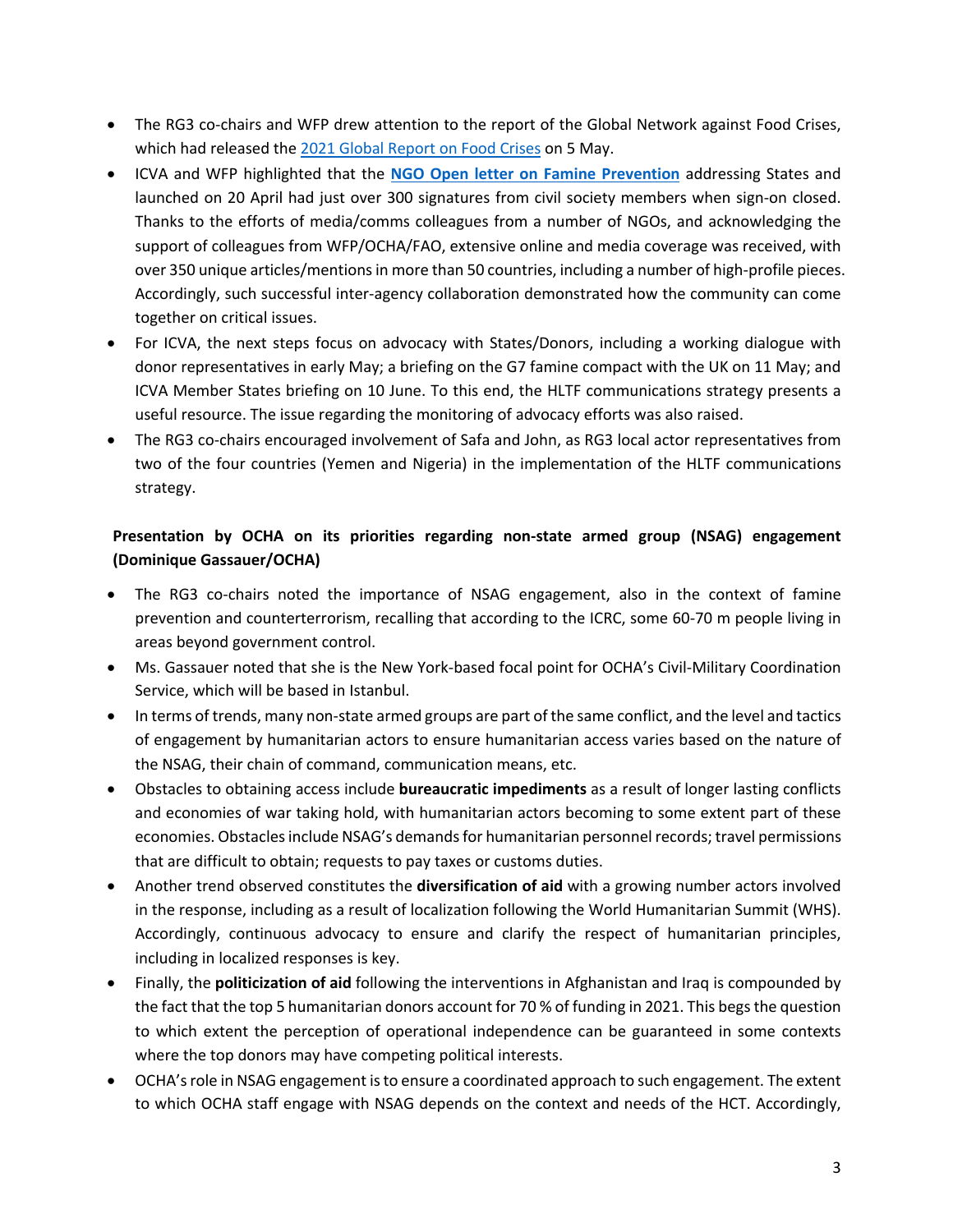- The RG3 co-chairs and WFP drew attention to the report of the Global Network against Food Crises, which had released the [2021 Global Report on Food Crises](#) on 5 May.
- ICVA and WFP highlighted that the **[NGO Open letter on Famine Prevention](#)** addressing States and launched on 20 April had just over 300 signatures from civil society members when sign-on closed. Thanks to the efforts of media/comms colleagues from a number of NGOs, and acknowledging the support of colleagues from WFP/OCHA/FAO, extensive online and media coverage was received, with over 350 unique articles/mentions in more than 50 countries, including a number of high-profile pieces. Accordingly, such successful inter-agency collaboration demonstrated how the community can come together on critical issues.
- For ICVA, the next steps focus on advocacy with States/Donors, including a working dialogue with donor representatives in early May; a briefing on the G7 famine compact with the UK on 11 May; and ICVA Member States briefing on 10 June. To this end, the HLTF communications strategy presents a useful resource. The issue regarding the monitoring of advocacy efforts was also raised.
- The RG3 co-chairs encouraged involvement of Safa and John, as RG3 local actor representatives from two of the four countries (Yemen and Nigeria) in the implementation of the HLTF communications strategy.

**Presentation by OCHA on its priorities regarding non-state armed group (NSAG) engagement (Dominique Gassauer/OCHA)**

- The RG3 co-chairs noted the importance of NSAG engagement, also in the context of famine prevention and counterterrorism, recalling that according to the ICRC, some 60-70 m people living in areas beyond government control.
- Ms. Gassauer noted that she is the New York-based focal point for OCHA's Civil-Military Coordination Service, which will be based in Istanbul.
- In terms of trends, many non-state armed groups are part of the same conflict, and the level and tactics of engagement by humanitarian actors to ensure humanitarian access varies based on the nature of the NSAG, their chain of command, communication means, etc.
- Obstacles to obtaining access include **bureaucratic impediments** as a result of longer lasting conflicts and economies of war taking hold, with humanitarian actors becoming to some extent part of these economies. Obstacles include NSAG's demands for humanitarian personnel records; travel permissions that are difficult to obtain; requests to pay taxes or customs duties.
- Another trend observed constitutes the **diversification of aid** with a growing number actors involved in the response, including as a result of localization following the World Humanitarian Summit (WHS). Accordingly, continuous advocacy to ensure and clarify the respect of humanitarian principles, including in localized responses is key.
- Finally, the **politicization of aid** following the interventions in Afghanistan and Iraq is compounded by the fact that the top 5 humanitarian donors account for 70 % of funding in 2021. This begs the question to which extent the perception of operational independence can be guaranteed in some contexts where the top donors may have competing political interests.
- OCHA's role in NSAG engagement is to ensure a coordinated approach to such engagement. The extent to which OCHA staff engage with NSAG depends on the context and needs of the HCT. Accordingly,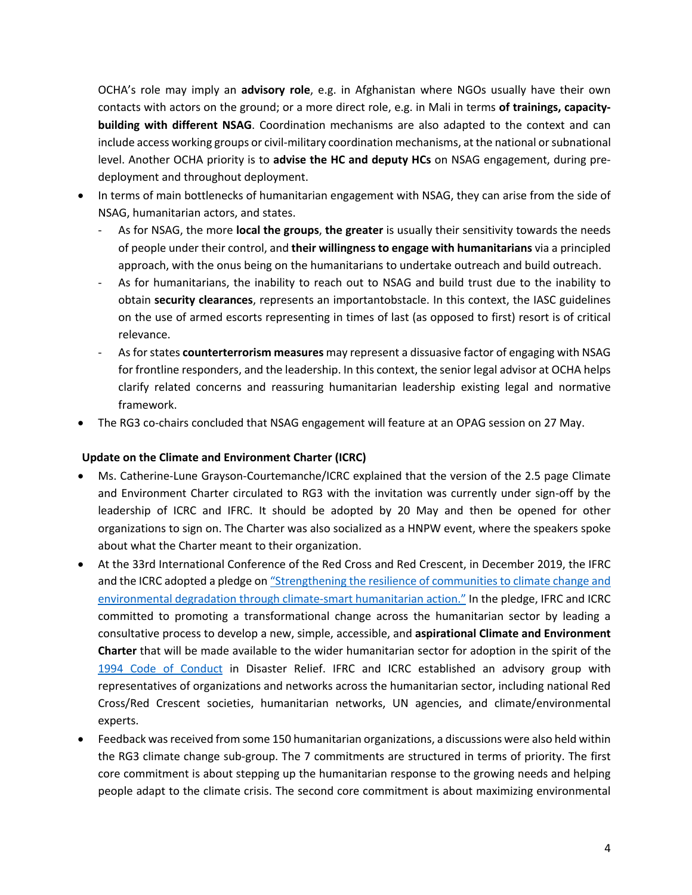OCHA's role may imply an **advisory role**, e.g. in Afghanistan where NGOs usually have their own contacts with actors on the ground; or a more direct role, e.g. in Mali in terms **of trainings, capacity-building with different NSAG**. Coordination mechanisms are also adapted to the context and can include access working groups or civil-military coordination mechanisms, at the national or subnational level. Another OCHA priority is to **advise the HC and deputy HCs** on NSAG engagement, during pre-deployment and throughout deployment.

- In terms of main bottlenecks of humanitarian engagement with NSAG, they can arise from the side of NSAG, humanitarian actors, and states.
  - As for NSAG, the more **local the groups**, **the greater** is usually their sensitivity towards the needs of people under their control, and **their willingness to engage with humanitarians** via a principled approach, with the onus being on the humanitarians to undertake outreach and build outreach.
  - As for humanitarians, the inability to reach out to NSAG and build trust due to the inability to obtain **security clearances**, represents an importantobstacle. In this context, the IASC guidelines on the use of armed escorts representing in times of last (as opposed to first) resort is of critical relevance.
  - As for states **counterterrorism measures** may represent a dissuasive factor of engaging with NSAG for frontline responders, and the leadership. In this context, the senior legal advisor at OCHA helps clarify related concerns and reassuring humanitarian leadership existing legal and normative framework.
- The RG3 co-chairs concluded that NSAG engagement will feature at an OPAG session on 27 May.

**Update on the Climate and Environment Charter (ICRC)**

- Ms. Catherine-Lune Grayson-Courtemanche/ICRC explained that the version of the 2.5 page Climate and Environment Charter circulated to RG3 with the invitation was currently under sign-off by the leadership of ICRC and IFRC. It should be adopted by 20 May and then be opened for other organizations to sign on. The Charter was also socialized as a HNPW event, where the speakers spoke about what the Charter meant to their organization.
- At the 33rd International Conference of the Red Cross and Red Crescent, in December 2019, the IFRC and the ICRC adopted a pledge on "Strengthening the resilience of communities to climate change and environmental degradation through climate-smart humanitarian action." In the pledge, IFRC and ICRC committed to promoting a transformational change across the humanitarian sector by leading a consultative process to develop a new, simple, accessible, and **aspirational Climate and Environment Charter** that will be made available to the wider humanitarian sector for adoption in the spirit of the 1994 Code of Conduct in Disaster Relief. IFRC and ICRC established an advisory group with representatives of organizations and networks across the humanitarian sector, including national Red Cross/Red Crescent societies, humanitarian networks, UN agencies, and climate/environmental experts.
- Feedback was received from some 150 humanitarian organizations, a discussions were also held within the RG3 climate change sub-group. The 7 commitments are structured in terms of priority. The first core commitment is about stepping up the humanitarian response to the growing needs and helping people adapt to the climate crisis. The second core commitment is about maximizing environmental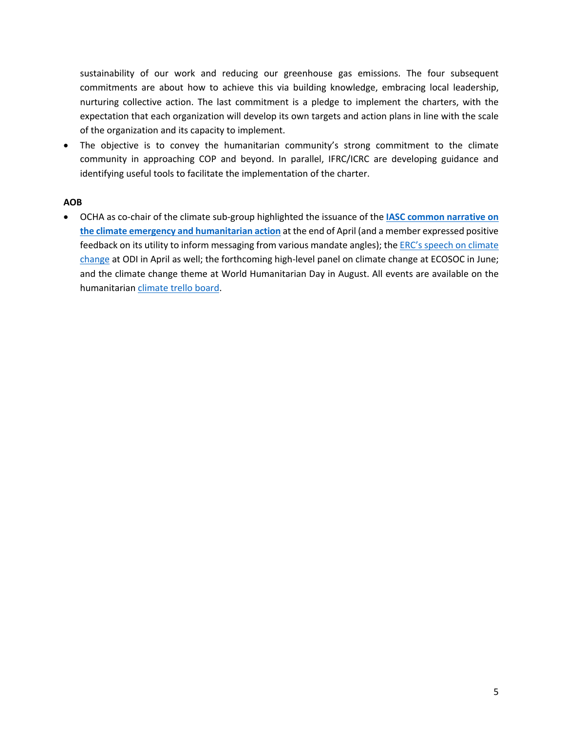sustainability of our work and reducing our greenhouse gas emissions. The four subsequent commitments are about how to achieve this via building knowledge, embracing local leadership, nurturing collective action. The last commitment is a pledge to implement the charters, with the expectation that each organization will develop its own targets and action plans in line with the scale of the organization and its capacity to implement.

- The objective is to convey the humanitarian community's strong commitment to the climate community in approaching COP and beyond. In parallel, IFRC/ICRC are developing guidance and identifying useful tools to facilitate the implementation of the charter.

**AOB**

- OCHA as co-chair of the climate sub-group highlighted the issuance of the **IASC common narrative on the climate emergency and humanitarian action** at the end of April (and a member expressed positive feedback on its utility to inform messaging from various mandate angles); the ERC's speech on climate change at ODI in April as well; the forthcoming high-level panel on climate change at ECOSOC in June; and the climate change theme at World Humanitarian Day in August. All events are available on the humanitarian climate trello board.